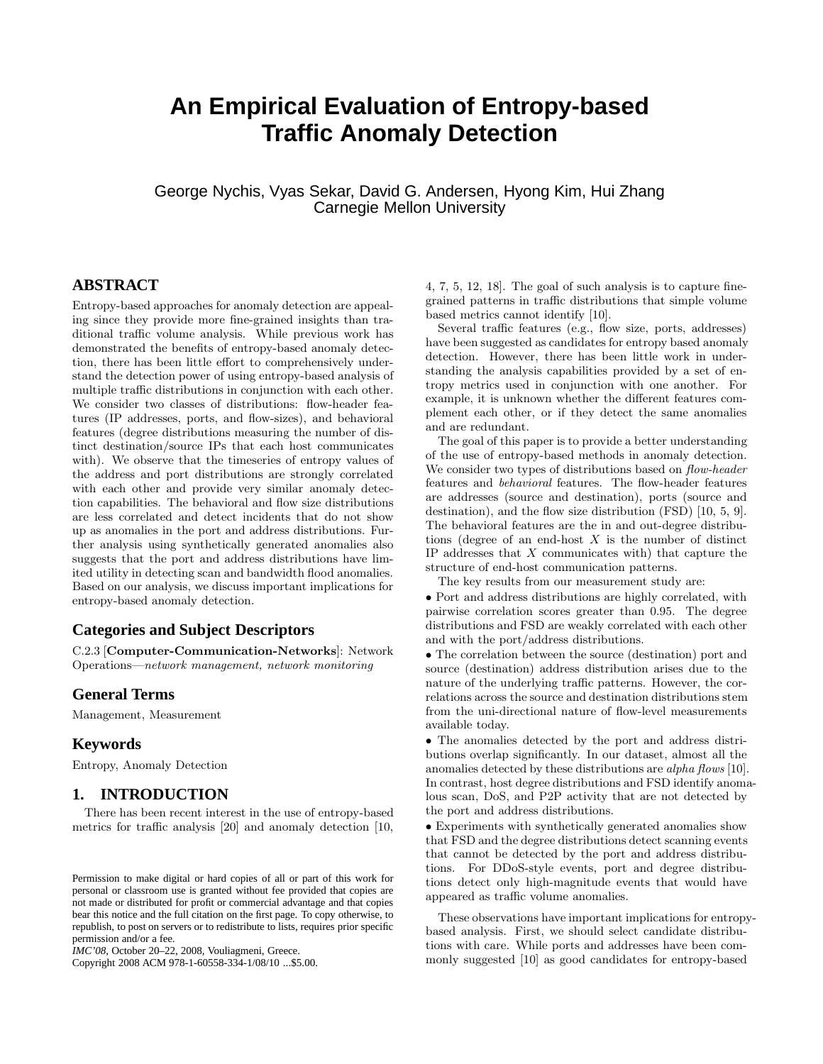# An Empirical Evaluation of Entropy-based Traffic Anomaly Detection

George Nychis, Vyas Sekar, David G. Andersen, Hyong Kim, Hui Zhang
Carnegie Mellon University

## ABSTRACT

Entropy-based approaches for anomaly detection are appealing since they provide more fine-grained insights than traditional traffic volume analysis. While previous work has demonstrated the benefits of entropy-based anomaly detection, there has been little effort to comprehensively understand the detection power of using entropy-based analysis of multiple traffic distributions in conjunction with each other. We consider two classes of distributions: flow-header features (IP addresses, ports, and flow-sizes), and behavioral features (degree distributions measuring the number of distinct destination/source IPs that each host communicates with). We observe that the timeseries of entropy values of the address and port distributions are strongly correlated with each other and provide very similar anomaly detection capabilities. The behavioral and flow size distributions are less correlated and detect incidents that do not show up as anomalies in the port and address distributions. Further analysis using synthetically generated anomalies also suggests that the port and address distributions have limited utility in detecting scan and bandwidth flood anomalies. Based on our analysis, we discuss important implications for entropy-based anomaly detection.

### Categories and Subject Descriptors

C.2.3 [**Computer-Communication-Networks**]: Network Operations—*network management, network monitoring*

### General Terms

Management, Measurement

### Keywords

Entropy, Anomaly Detection

## 1. INTRODUCTION

There has been recent interest in the use of entropy-based metrics for traffic analysis [20] and anomaly detection [10, 4, 7, 5, 12, 18]. The goal of such analysis is to capture fine-grained patterns in traffic distributions that simple volume based metrics cannot identify [10].

Several traffic features (e.g., flow size, ports, addresses) have been suggested as candidates for entropy based anomaly detection. However, there has been little work in understanding the analysis capabilities provided by a set of entropy metrics used in conjunction with one another. For example, it is unknown whether the different features complement each other, or if they detect the same anomalies and are redundant.

The goal of this paper is to provide a better understanding of the use of entropy-based methods in anomaly detection. We consider two types of distributions based on *flow-header* features and *behavioral* features. The flow-header features are addresses (source and destination), ports (source and destination), and the flow size distribution (FSD) [10, 5, 9]. The behavioral features are the in and out-degree distributions (degree of an end-host $X$ is the number of distinct IP addresses that $X$ communicates with) that capture the structure of end-host communication patterns.

The key results from our measurement study are:

- Port and address distributions are highly correlated, with pairwise correlation scores greater than 0.95. The degree distributions and FSD are weakly correlated with each other and with the port/address distributions.
- The correlation between the source (destination) port and source (destination) address distribution arises due to the nature of the underlying traffic patterns. However, the correlations across the source and destination distributions stem from the uni-directional nature of flow-level measurements available today.
- The anomalies detected by the port and address distributions overlap significantly. In our dataset, almost all the anomalies detected by these distributions are *alpha flows* [10]. In contrast, host degree distributions and FSD identify anomalous scan, DoS, and P2P activity that are not detected by the port and address distributions.
- Experiments with synthetically generated anomalies show that FSD and the degree distributions detect scanning events that cannot be detected by the port and address distributions. For DDoS-style events, port and degree distributions detect only high-magnitude events that would have appeared as traffic volume anomalies.

These observations have important implications for entropy-based analysis. First, we should select candidate distributions with care. While ports and addresses have been commonly suggested [10] as good candidates for entropy-based

Permission to make digital or hard copies of all or part of this work for personal or classroom use is granted without fee provided that copies are not made or distributed for profit or commercial advantage and that copies bear this notice and the full citation on the first page. To copy otherwise, to republish, to post on servers or to redistribute to lists, requires prior specific permission and/or a fee.
*IMC'08,* October 20–22, 2008, Vouliagmeni, Greece.
Copyright 2008 ACM 978-1-60558-334-1/08/10 ...$5.00.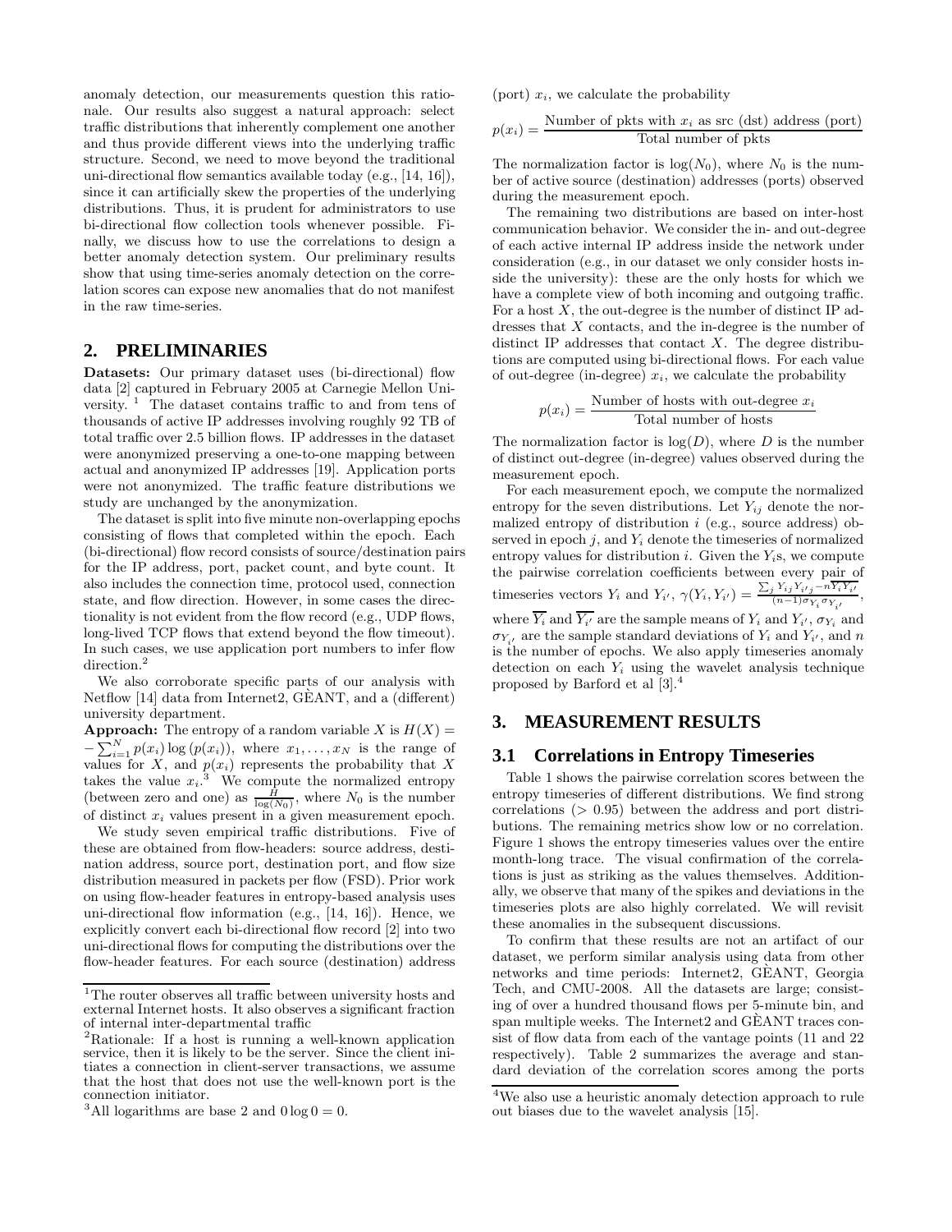anomaly detection, our measurements question this rationale. Our results also suggest a natural approach: select traffic distributions that inherently complement one another and thus provide different views into the underlying traffic structure. Second, we need to move beyond the traditional uni-directional flow semantics available today (e.g., [14, 16]), since it can artificially skew the properties of the underlying distributions. Thus, it is prudent for administrators to use bi-directional flow collection tools whenever possible. Finally, we discuss how to use the correlations to design a better anomaly detection system. Our preliminary results show that using time-series anomaly detection on the correlation scores can expose new anomalies that do not manifest in the raw time-series.

## 2. PRELIMINARIES

**Datasets:** Our primary dataset uses (bi-directional) flow data [2] captured in February 2005 at Carnegie Mellon University. [1] The dataset contains traffic to and from tens of thousands of active IP addresses involving roughly 92 TB of total traffic over 2.5 billion flows. IP addresses in the dataset were anonymized preserving a one-to-one mapping between actual and anonymized IP addresses [19]. Application ports were not anonymized. The traffic feature distributions we study are unchanged by the anonymization.

The dataset is split into five minute non-overlapping epochs consisting of flows that completed within the epoch. Each (bi-directional) flow record consists of source/destination pairs for the IP address, port, packet count, and byte count. It also includes the connection time, protocol used, connection state, and flow direction. However, in some cases the directionality is not evident from the flow record (e.g., UDP flows, long-lived TCP flows that extend beyond the flow timeout). In such cases, we use application port numbers to infer flow direction. [2]

We also corroborate specific parts of our analysis with Netflow [14] data from Internet2, GÈANT, and a (different) university department.

**Approach:** The entropy of a random variable $X$ is $H(X) = -\sum_{i=1}^{N} p(x_i)\log(p(x_i))$, where $x_1, \ldots, x_N$ is the range of values for $X$, and $p(x_i)$ represents the probability that $X$ takes the value $x_i$. [3] We compute the normalized entropy (between zero and one) as $\frac{H}{\log(N_0)}$, where $N_0$ is the number of distinct $x_i$ values present in a given measurement epoch.

We study seven empirical traffic distributions. Five of these are obtained from flow-headers: source address, destination address, source port, destination port, and flow size distribution measured in packets per flow (FSD). Prior work on using flow-header features in entropy-based analysis uses uni-directional flow information (e.g., [14, 16]). Hence, we explicitly convert each bi-directional flow record [2] into two uni-directional flows for computing the distributions over the flow-header features. For each source (destination) address (port) $x_i$, we calculate the probability

$$p(x_i) = \frac{\text{Number of pkts with } x_i \text{ as src (dst) address (port)}}{\text{Total number of pkts}}$$

The normalization factor is $\log(N_0)$, where $N_0$ is the number of active source (destination) addresses (ports) observed during the measurement epoch.

The remaining two distributions are based on inter-host communication behavior. We consider the in- and out-degree of each active internal IP address inside the network under consideration (e.g., in our dataset we only consider hosts inside the university): these are the only hosts for which we have a complete view of both incoming and outgoing traffic. For a host $X$, the out-degree is the number of distinct IP addresses that $X$ contacts, and the in-degree is the number of distinct IP addresses that contact $X$. The degree distributions are computed using bi-directional flows. For each value of out-degree (in-degree) $x_i$, we calculate the probability

$$p(x_i) = \frac{\text{Number of hosts with out-degree } x_i}{\text{Total number of hosts}}$$

The normalization factor is $\log(D)$, where $D$ is the number of distinct out-degree (in-degree) values observed during the measurement epoch.

For each measurement epoch, we compute the normalized entropy for the seven distributions. Let $Y_{ij}$ denote the normalized entropy of distribution $i$ (e.g., source address) observed in epoch $j$, and $Y_i$ denote the timeseries of normalized entropy values for distribution $i$. Given the $Y_i$s, we compute the pairwise correlation coefficients between every pair of timeseries vectors $Y_i$ and $Y_{i'}$, $\gamma(Y_i, Y_{i'}) = \frac{\sum_j Y_{ij}Y_{i'j} - n\overline{Y_i}\overline{Y_{i'}}}{(n-1)\sigma_{Y_i}\sigma_{Y_{i'}}}$, where $\overline{Y_i}$ and $\overline{Y_{i'}}$ are the sample means of $Y_i$ and $Y_{i'}$, $\sigma_{Y_i}$ and $\sigma_{Y_{i'}}$ are the sample standard deviations of $Y_i$ and $Y_{i'}$, and $n$ is the number of epochs. We also apply timeseries anomaly detection on each $Y_i$ using the wavelet analysis technique proposed by Barford et al [3]. [4]

## 3. MEASUREMENT RESULTS

### 3.1 Correlations in Entropy Timeseries

Table 1 shows the pairwise correlation scores between the entropy timeseries of different distributions. We find strong correlations ($> 0.95$) between the address and port distributions. The remaining metrics show low or no correlation. Figure 1 shows the entropy timeseries values over the entire month-long trace. The visual confirmation of the correlations is just as striking as the values themselves. Additionally, we observe that many of the spikes and deviations in the timeseries plots are also highly correlated. We will revisit these anomalies in the subsequent discussions.

To confirm that these results are not an artifact of our dataset, we perform similar analysis using data from other networks and time periods: Internet2, GÈANT, Georgia Tech, and CMU-2008. All the datasets are large; consisting of over a hundred thousand flows per 5-minute bin, and span multiple weeks. The Internet2 and GÈANT traces consist of flow data from each of the vantage points (11 and 22 respectively). Table 2 summarizes the average and standard deviation of the correlation scores among the ports

[1] The router observes all traffic between university hosts and external Internet hosts. It also observes a significant fraction of internal inter-departmental traffic

[2] Rationale: If a host is running a well-known application service, then it is likely to be the server. Since the client initiates a connection in client-server transactions, we assume that the host that does not use the well-known port is the connection initiator.

[3] All logarithms are base 2 and $0 \log 0 = 0$.

[4] We also use a heuristic anomaly detection approach to rule out biases due to the wavelet analysis [15].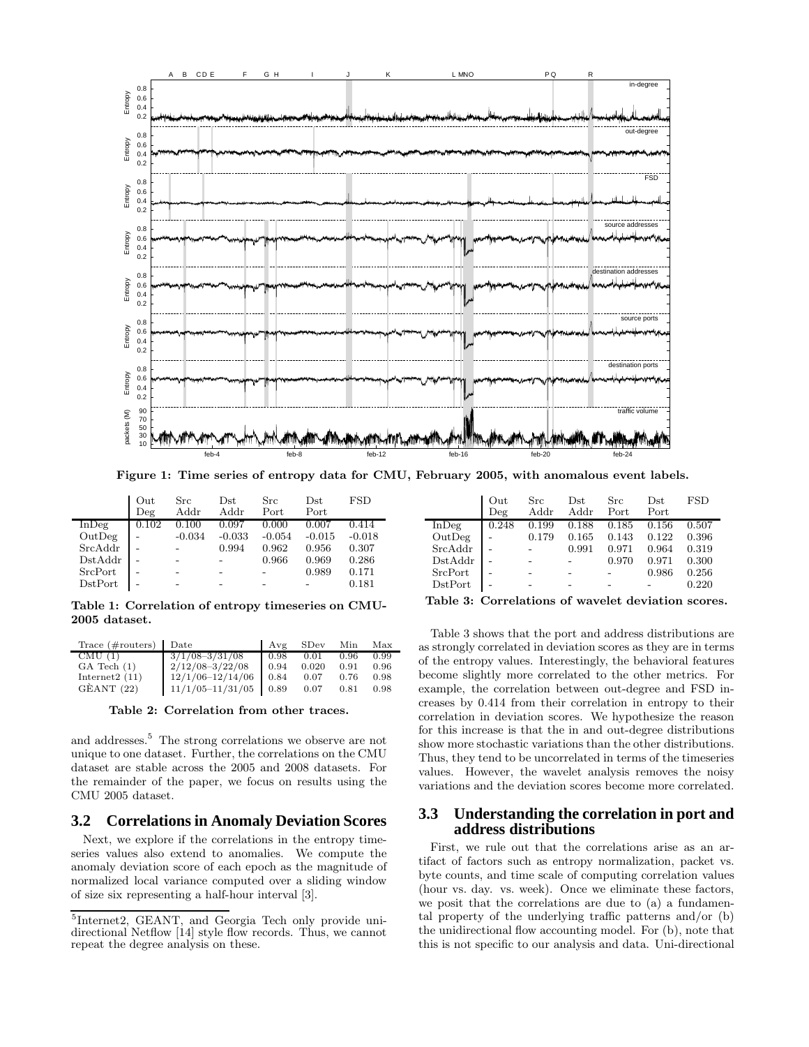Figure 1: Time series of entropy data for CMU, February 2005, with anomalous event labels.

| | Out Deg | Src Addr | Dst Addr | Src Port | Dst Port | FSD |
|---|---|---|---|---|---|---|
| InDeg | 0.102 | 0.100 | 0.097 | 0.000 | 0.007 | 0.414 |
| OutDeg | - | -0.034 | -0.033 | -0.054 | -0.015 | -0.018 |
| SrcAddr | - | - | 0.994 | 0.962 | 0.956 | 0.307 |
| DstAddr | - | - | - | 0.966 | 0.969 | 0.286 |
| SrcPort | - | - | - | - | 0.989 | 0.171 |
| DstPort | - | - | - | - | - | 0.181 |

**Table 1: Correlation of entropy timeseries on CMU-2005 dataset.**

| Trace (#routers) | Date | Avg | SDev | Min | Max |
|---|---|---|---|---|---|
| CMU (1) | 3/1/08–3/31/08 | 0.98 | 0.01 | 0.96 | 0.99 |
| GA Tech (1) | 2/12/08–3/22/08 | 0.94 | 0.020 | 0.91 | 0.96 |
| Internet2 (11) | 12/1/06–12/14/06 | 0.84 | 0.07 | 0.76 | 0.98 |
| GÈANT (22) | 11/1/05–11/31/05 | 0.89 | 0.07 | 0.81 | 0.98 |

**Table 2: Correlation from other traces.**

and addresses.[5] The strong correlations we observe are not unique to one dataset. Further, the correlations on the CMU dataset are stable across the 2005 and 2008 datasets. For the remainder of the paper, we focus on results using the CMU 2005 dataset.

## 3.2 Correlations in Anomaly Deviation Scores

Next, we explore if the correlations in the entropy timeseries values also extend to anomalies. We compute the anomaly deviation score of each epoch as the magnitude of normalized local variance computed over a sliding window of size six representing a half-hour interval [3].

[5] Internet2, GEANT, and Georgia Tech only provide unidirectional Netflow [14] style flow records. Thus, we cannot repeat the degree analysis on these.

| | Out Deg | Src Addr | Dst Addr | Src Port | Dst Port | FSD |
|---|---|---|---|---|---|---|
| InDeg | 0.248 | 0.199 | 0.188 | 0.185 | 0.156 | 0.507 |
| OutDeg | - | 0.179 | 0.165 | 0.143 | 0.122 | 0.396 |
| SrcAddr | - | - | 0.991 | 0.971 | 0.964 | 0.319 |
| DstAddr | - | - | - | 0.970 | 0.971 | 0.300 |
| SrcPort | - | - | - | - | 0.986 | 0.256 |
| DstPort | - | - | - | - | - | 0.220 |

**Table 3: Correlations of wavelet deviation scores.**

Table 3 shows that the port and address distributions are as strongly correlated in deviation scores as they are in terms of the entropy values. Interestingly, the behavioral features become slightly more correlated to the other metrics. For example, the correlation between out-degree and FSD increases by 0.414 from their correlation in entropy to their correlation in deviation scores. We hypothesize the reason for this increase is that the in and out-degree distributions show more stochastic variations than the other distributions. Thus, they tend to be uncorrelated in terms of the timeseries values. However, the wavelet analysis removes the noisy variations and the deviation scores become more correlated.

## 3.3 Understanding the correlation in port and address distributions

First, we rule out that the correlations arise as an artifact of factors such as entropy normalization, packet vs. byte counts, and time scale of computing correlation values (hour vs. day. vs. week). Once we eliminate these factors, we posit that the correlations are due to (a) a fundamental property of the underlying traffic patterns and/or (b) the unidirectional flow accounting model. For (b), note that this is not specific to our analysis and data. Uni-directional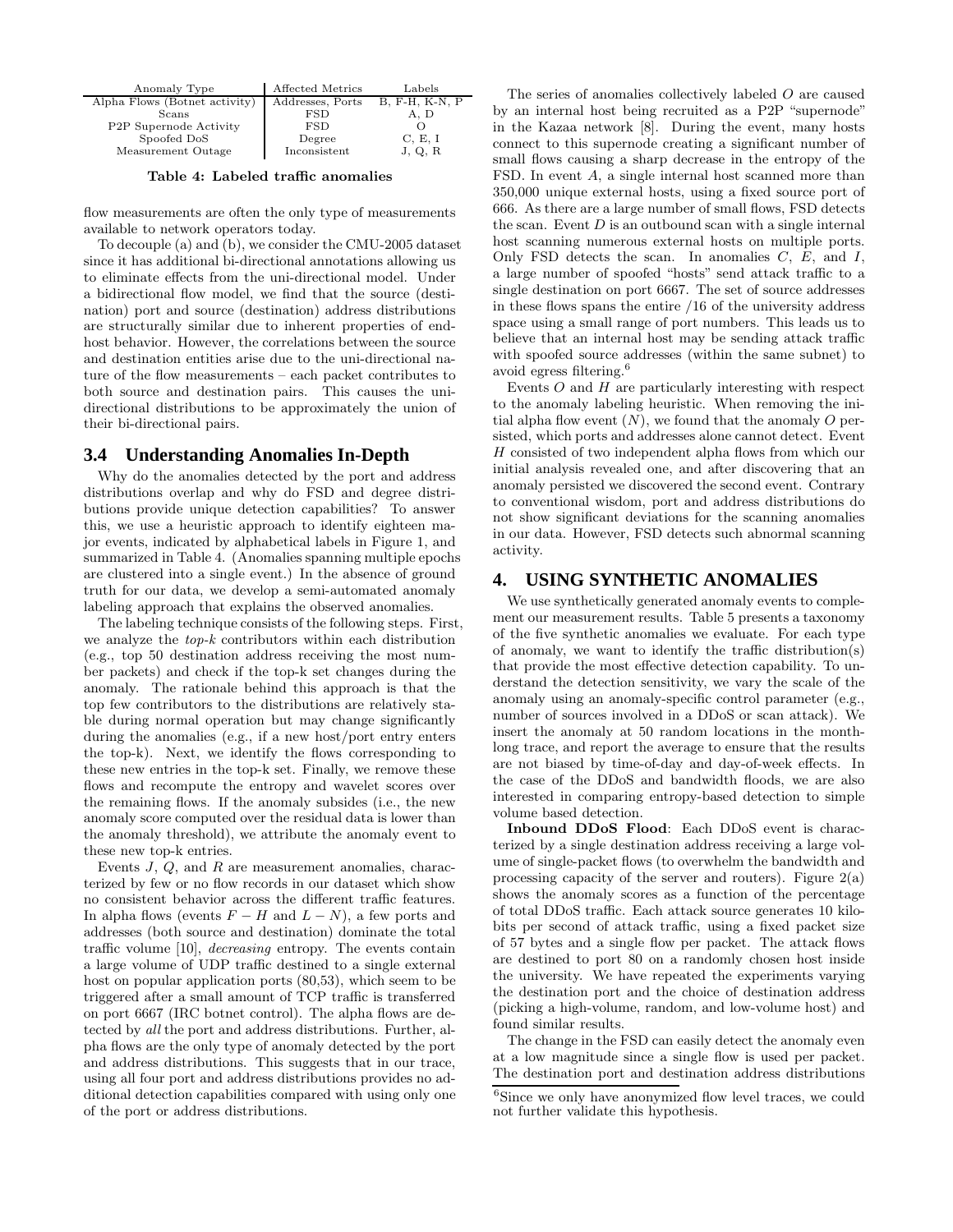| Anomaly Type | Affected Metrics | Labels |
|---|---|---|
| Alpha Flows (Botnet activity) | Addresses, Ports | B, F-H, K-N, P |
| Scans | FSD | A, D |
| P2P Supernode Activity | FSD | O |
| Spoofed DoS | Degree | C, E, I |
| Measurement Outage | Inconsistent | J, Q, R |

**Table 4: Labeled traffic anomalies**

flow measurements are often the only type of measurements available to network operators today.

To decouple (a) and (b), we consider the CMU-2005 dataset since it has additional bi-directional annotations allowing us to eliminate effects from the uni-directional model. Under a bidirectional flow model, we find that the source (destination) port and source (destination) address distributions are structurally similar due to inherent properties of end-host behavior. However, the correlations between the source and destination entities arise due to the uni-directional nature of the flow measurements – each packet contributes to both source and destination pairs. This causes the uni-directional distributions to be approximately the union of their bi-directional pairs.

## 3.4 Understanding Anomalies In-Depth

Why do the anomalies detected by the port and address distributions overlap and why do FSD and degree distributions provide unique detection capabilities? To answer this, we use a heuristic approach to identify eighteen major events, indicated by alphabetical labels in Figure 1, and summarized in Table 4. (Anomalies spanning multiple epochs are clustered into a single event.) In the absence of ground truth for our data, we develop a semi-automated anomaly labeling approach that explains the observed anomalies.

The labeling technique consists of the following steps. First, we analyze the *top-k* contributors within each distribution (e.g., top 50 destination address receiving the most number packets) and check if the top-k set changes during the anomaly. The rationale behind this approach is that the top few contributors to the distributions are relatively stable during normal operation but may change significantly during the anomalies (e.g., if a new host/port entry enters the top-k). Next, we identify the flows corresponding to these new entries in the top-k set. Finally, we remove these flows and recompute the entropy and wavelet scores over the remaining flows. If the anomaly subsides (i.e., the new anomaly score computed over the residual data is lower than the anomaly threshold), we attribute the anomaly event to these new top-k entries.

Events $J$, $Q$, and $R$ are measurement anomalies, characterized by few or no flow records in our dataset which show no consistent behavior across the different traffic features. In alpha flows (events $F-H$ and $L-N$), a few ports and addresses (both source and destination) dominate the total traffic volume [10], *decreasing* entropy. The events contain a large volume of UDP traffic destined to a single external host on popular application ports (80,53), which seem to be triggered after a small amount of TCP traffic is transferred on port 6667 (IRC botnet control). The alpha flows are detected by *all* the port and address distributions. Further, alpha flows are the only type of anomaly detected by the port and address distributions. This suggests that in our trace, using all four port and address distributions provides no additional detection capabilities compared with using only one of the port or address distributions.

The series of anomalies collectively labeled $O$ are caused by an internal host being recruited as a P2P "supernode" in the Kazaa network [8]. During the event, many hosts connect to this supernode creating a significant number of small flows causing a sharp decrease in the entropy of the FSD. In event $A$, a single internal host scanned more than 350,000 unique external hosts, using a fixed source port of 666. As there are a large number of small flows, FSD detects the scan. Event $D$ is an outbound scan with a single internal host scanning numerous external hosts on multiple ports. Only FSD detects the scan. In anomalies $C$, $E$, and $I$, a large number of spoofed "hosts" send attack traffic to a single destination on port 6667. The set of source addresses in these flows spans the entire /16 of the university address space using a small range of port numbers. This leads us to believe that an internal host may be sending attack traffic with spoofed source addresses (within the same subnet) to avoid egress filtering.[6]

Events $O$ and $H$ are particularly interesting with respect to the anomaly labeling heuristic. When removing the initial alpha flow event ($N$), we found that the anomaly $O$ persisted, which ports and addresses alone cannot detect. Event $H$ consisted of two independent alpha flows from which our initial analysis revealed one, and after discovering that an anomaly persisted we discovered the second event. Contrary to conventional wisdom, port and address distributions do not show significant deviations for the scanning anomalies in our data. However, FSD detects such abnormal scanning activity.

# 4. USING SYNTHETIC ANOMALIES

We use synthetically generated anomaly events to complement our measurement results. Table 5 presents a taxonomy of the five synthetic anomalies we evaluate. For each type of anomaly, we want to identify the traffic distribution(s) that provide the most effective detection capability. To understand the detection sensitivity, we vary the scale of the anomaly using an anomaly-specific control parameter (e.g., number of sources involved in a DDoS or scan attack). We insert the anomaly at 50 random locations in the month-long trace, and report the average to ensure that the results are not biased by time-of-day and day-of-week effects. In the case of the DDoS and bandwidth floods, we are also interested in comparing entropy-based detection to simple volume based detection.

**Inbound DDoS Flood**: Each DDoS event is characterized by a single destination address receiving a large volume of single-packet flows (to overwhelm the bandwidth and processing capacity of the server and routers). Figure 2(a) shows the anomaly scores as a function of the percentage of total DDoS traffic. Each attack source generates 10 kilobits per second of attack traffic, using a fixed packet size of 57 bytes and a single flow per packet. The attack flows are destined to port 80 on a randomly chosen host inside the university. We have repeated the experiments varying the destination port and the choice of destination address (picking a high-volume, random, and low-volume host) and found similar results.

The change in the FSD can easily detect the anomaly even at a low magnitude since a single flow is used per packet. The destination port and destination address distributions

[6] Since we only have anonymized flow level traces, we could not further validate this hypothesis.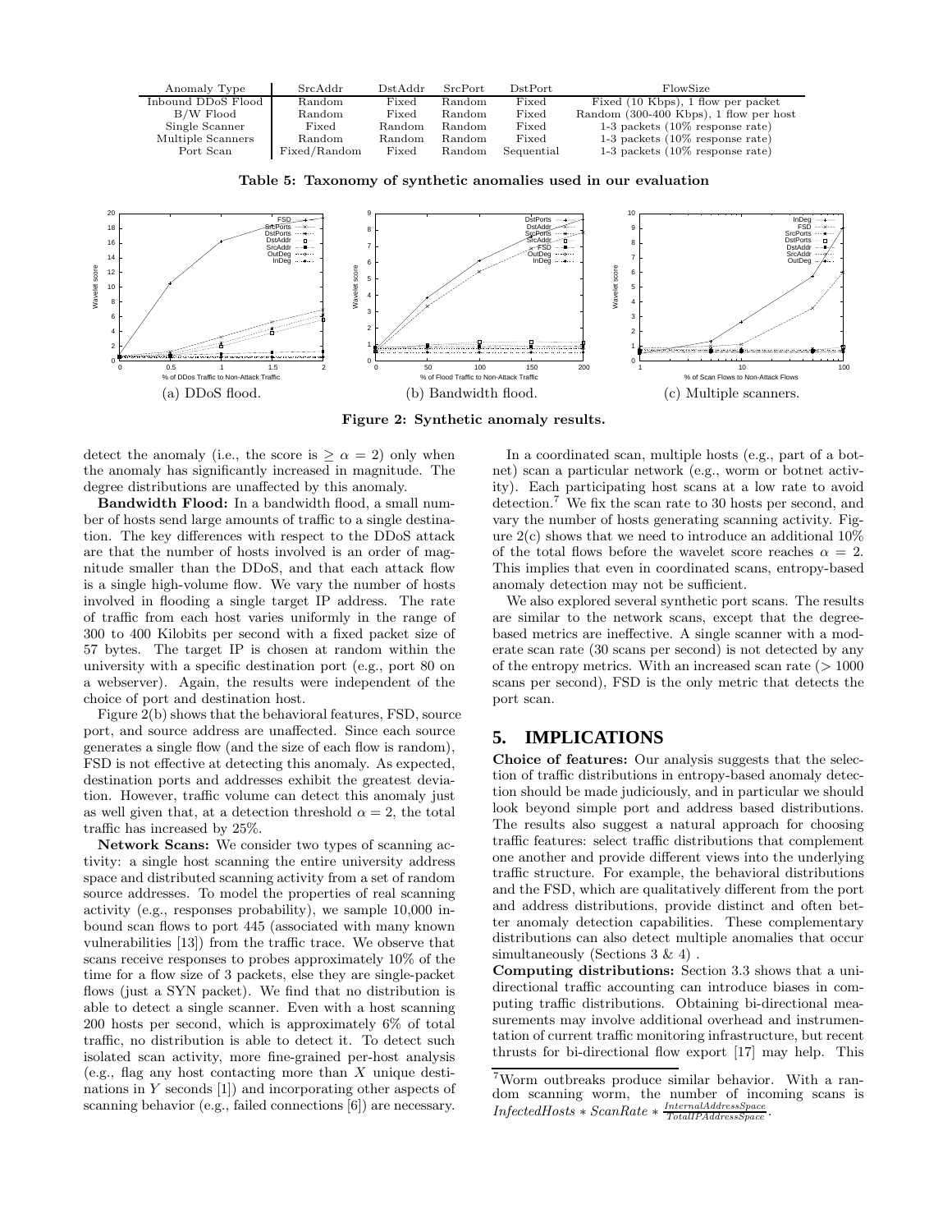| Anomaly Type | SrcAddr | DstAddr | SrcPort | DstPort | FlowSize |
|---|---|---|---|---|---|
| Inbound DDoS Flood | Random | Fixed | Random | Fixed | Fixed (10 Kbps), 1 flow per packet |
| B/W Flood | Random | Fixed | Random | Fixed | Random (300-400 Kbps), 1 flow per host |
| Single Scanner | Fixed | Random | Random | Fixed | 1-3 packets (10% response rate) |
| Multiple Scanners | Random | Random | Random | Fixed | 1-3 packets (10% response rate) |
| Port Scan | Fixed/Random | Fixed | Random | Sequential | 1-3 packets (10% response rate) |

**Table 5: Taxonomy of synthetic anomalies used in our evaluation**

(a) DDoS flood. (b) Bandwidth flood. (c) Multiple scanners.

**Figure 2: Synthetic anomaly results.**

detect the anomaly (i.e., the score is $\geq \alpha = 2$) only when the anomaly has significantly increased in magnitude. The degree distributions are unaffected by this anomaly.

**Bandwidth Flood:** In a bandwidth flood, a small number of hosts send large amounts of traffic to a single destination. The key differences with respect to the DDoS attack are that the number of hosts involved is an order of magnitude smaller than the DDoS, and that each attack flow is a single high-volume flow. We vary the number of hosts involved in flooding a single target IP address. The rate of traffic from each host varies uniformly in the range of 300 to 400 Kilobits per second with a fixed packet size of 57 bytes. The target IP is chosen at random within the university with a specific destination port (e.g., port 80 on a webserver). Again, the results were independent of the choice of port and destination host.

Figure 2(b) shows that the behavioral features, FSD, source port, and source address are unaffected. Since each source generates a single flow (and the size of each flow is random), FSD is not effective at detecting this anomaly. As expected, destination ports and addresses exhibit the greatest deviation. However, traffic volume can detect this anomaly just as well given that, at a detection threshold $\alpha = 2$, the total traffic has increased by 25%.

**Network Scans:** We consider two types of scanning activity: a single host scanning the entire university address space and distributed scanning activity from a set of random source addresses. To model the properties of real scanning activity (e.g., responses probability), we sample 10,000 inbound scan flows to port 445 (associated with many known vulnerabilities [13]) from the traffic trace. We observe that scans receive responses to probes approximately 10% of the time for a flow size of 3 packets, else they are single-packet flows (just a SYN packet). We find that no distribution is able to detect a single scanner. Even with a host scanning 200 hosts per second, which is approximately 6% of total traffic, no distribution is able to detect it. To detect such isolated scan activity, more fine-grained per-host analysis (e.g., flag any host contacting more than $X$ unique destinations in $Y$ seconds [1]) and incorporating other aspects of scanning behavior (e.g., failed connections [6]) are necessary.

In a coordinated scan, multiple hosts (e.g., part of a botnet) scan a particular network (e.g., worm or botnet activity). Each participating host scans at a low rate to avoid detection.[7] We fix the scan rate to 30 hosts per second, and vary the number of hosts generating scanning activity. Figure 2(c) shows that we need to introduce an additional 10% of the total flows before the wavelet score reaches $\alpha = 2$. This implies that even in coordinated scans, entropy-based anomaly detection may not be sufficient.

We also explored several synthetic port scans. The results are similar to the network scans, except that the degree-based metrics are ineffective. A single scanner with a moderate scan rate (30 scans per second) is not detected by any of the entropy metrics. With an increased scan rate (> 1000 scans per second), FSD is the only metric that detects the port scan.

## 5. IMPLICATIONS

**Choice of features:** Our analysis suggests that the selection of traffic distributions in entropy-based anomaly detection should be made judiciously, and in particular we should look beyond simple port and address based distributions. The results also suggest a natural approach for choosing traffic features: select traffic distributions that complement one another and provide different views into the underlying traffic structure. For example, the behavioral distributions and the FSD, which are qualitatively different from the port and address distributions, provide distinct and often better anomaly detection capabilities. These complementary distributions can also detect multiple anomalies that occur simultaneously (Sections 3 & 4).

**Computing distributions:** Section 3.3 shows that a unidirectional traffic accounting can introduce biases in computing traffic distributions. Obtaining bi-directional measurements may involve additional overhead and instrumentation of current traffic monitoring infrastructure, but recent thrusts for bi-directional flow export [17] may help. This

[7] Worm outbreaks produce similar behavior. With a random scanning worm, the number of incoming scans is $InfectedHosts * ScanRate * \frac{InternalAddressSpace}{TotalIPAddressSpace}$.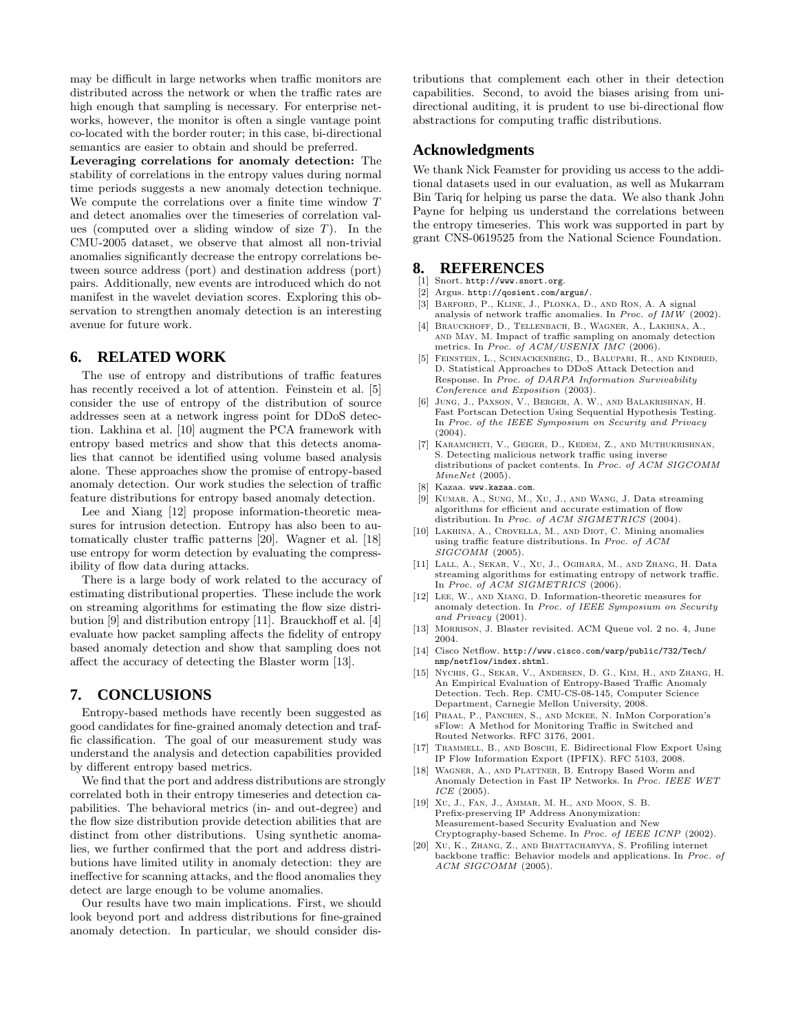may be difficult in large networks when traffic monitors are distributed across the network or when the traffic rates are high enough that sampling is necessary. For enterprise networks, however, the monitor is often a single vantage point co-located with the border router; in this case, bi-directional semantics are easier to obtain and should be preferred.

**Leveraging correlations for anomaly detection:** The stability of correlations in the entropy values during normal time periods suggests a new anomaly detection technique. We compute the correlations over a finite time window $T$ and detect anomalies over the timeseries of correlation values (computed over a sliding window of size $T$). In the CMU-2005 dataset, we observe that almost all non-trivial anomalies significantly decrease the entropy correlations between source address (port) and destination address (port) pairs. Additionally, new events are introduced which do not manifest in the wavelet deviation scores. Exploring this observation to strengthen anomaly detection is an interesting avenue for future work.

## 6. RELATED WORK

The use of entropy and distributions of traffic features has recently received a lot of attention. Feinstein et al. [5] consider the use of entropy of the distribution of source addresses seen at a network ingress point for DDoS detection. Lakhina et al. [10] augment the PCA framework with entropy based metrics and show that this detects anomalies that cannot be identified using volume based analysis alone. These approaches show the promise of entropy-based anomaly detection. Our work studies the selection of traffic feature distributions for entropy based anomaly detection.

Lee and Xiang [12] propose information-theoretic measures for intrusion detection. Entropy has also been to automatically cluster traffic patterns [20]. Wagner et al. [18] use entropy for worm detection by evaluating the compressibility of flow data during attacks.

There is a large body of work related to the accuracy of estimating distributional properties. These include the work on streaming algorithms for estimating the flow size distribution [9] and distribution entropy [11]. Brauckhoff et al. [4] evaluate how packet sampling affects the fidelity of entropy based anomaly detection and show that sampling does not affect the accuracy of detecting the Blaster worm [13].

## 7. CONCLUSIONS

Entropy-based methods have recently been suggested as good candidates for fine-grained anomaly detection and traffic classification. The goal of our measurement study was understand the analysis and detection capabilities provided by different entropy based metrics.

We find that the port and address distributions are strongly correlated both in their entropy timeseries and detection capabilities. The behavioral metrics (in- and out-degree) and the flow size distribution provide detection abilities that are distinct from other distributions. Using synthetic anomalies, we further confirmed that the port and address distributions have limited utility in anomaly detection: they are ineffective for scanning attacks, and the flood anomalies they detect are large enough to be volume anomalies.

Our results have two main implications. First, we should look beyond port and address distributions for fine-grained anomaly detection. In particular, we should consider distributions that complement each other in their detection capabilities. Second, to avoid the biases arising from unidirectional auditing, it is prudent to use bi-directional flow abstractions for computing traffic distributions.

## Acknowledgments

We thank Nick Feamster for providing us access to the additional datasets used in our evaluation, as well as Mukarram Bin Tariq for helping us parse the data. We also thank John Payne for helping us understand the correlations between the entropy timeseries. This work was supported in part by grant CNS-0619525 from the National Science Foundation.

## 8. REFERENCES

[1] Snort. http://www.snort.org.

[2] Argus. http://qosient.com/argus/.

[3] Barford, P., Kline, J., Plonka, D., and Ron, A. A signal analysis of network traffic anomalies. In *Proc. of IMW* (2002).

[4] Brauckhoff, D., Tellenbach, B., Wagner, A., Lakhina, A., and May, M. Impact of traffic sampling on anomaly detection metrics. In *Proc. of ACM/USENIX IMC* (2006).

[5] Feinstein, L., Schnackenberg, D., Balupari, R., and Kindred, D. Statistical Approaches to DDoS Attack Detection and Response. In *Proc. of DARPA Information Survivability Conference and Exposition* (2003).

[6] Jung, J., Paxson, V., Berger, A. W., and Balakrishnan, H. Fast Portscan Detection Using Sequential Hypothesis Testing. In *Proc. of the IEEE Symposium on Security and Privacy* (2004).

[7] Karamcheti, V., Geiger, D., Kedem, Z., and Muthukrishnan, S. Detecting malicious network traffic using inverse distributions of packet contents. In *Proc. of ACM SIGCOMM MineNet* (2005).

[8] Kazaa. www.kazaa.com.

[9] Kumar, A., Sung, M., Xu, J., and Wang, J. Data streaming algorithms for efficient and accurate estimation of flow distribution. In *Proc. of ACM SIGMETRICS* (2004).

[10] Lakhina, A., Crovella, M., and Diot, C. Mining anomalies using traffic feature distributions. In *Proc. of ACM SIGCOMM* (2005).

[11] Lall, A., Sekar, V., Xu, J., Ogihara, M., and Zhang, H. Data streaming algorithms for estimating entropy of network traffic. In *Proc. of ACM SIGMETRICS* (2006).

[12] Lee, W., and Xiang, D. Information-theoretic measures for anomaly detection. In *Proc. of IEEE Symposium on Security and Privacy* (2001).

[13] Morrison, J. Blaster revisited. ACM Queue vol. 2 no. 4, June 2004.

[14] Cisco Netflow. http://www.cisco.com/warp/public/732/Tech/nmp/netflow/index.shtml.

[15] Nychis, G., Sekar, V., Andersen, D. G., Kim, H., and Zhang, H. An Empirical Evaluation of Entropy-Based Traffic Anomaly Detection. Tech. Rep. CMU-CS-08-145, Computer Science Department, Carnegie Mellon University, 2008.

[16] Phaal, P., Panchen, S., and Mckee, N. InMon Corporation's sFlow: A Method for Monitoring Traffic in Switched and Routed Networks. RFC 3176, 2001.

[17] Trammell, B., and Boschi, E. Bidirectional Flow Export Using IP Flow Information Export (IPFIX). RFC 5103, 2008.

[18] Wagner, A., and Plattner, B. Entropy Based Worm and Anomaly Detection in Fast IP Networks. In *Proc. IEEE WET ICE* (2005).

[19] Xu, J., Fan, J., Ammar, M. H., and Moon, S. B. Prefix-preserving IP Address Anonymization: Measurement-based Security Evaluation and New Cryptography-based Scheme. In *Proc. of IEEE ICNP* (2002).

[20] Xu, K., Zhang, Z., and Bhattacharyya, S. Profiling internet backbone traffic: Behavior models and applications. In *Proc. of ACM SIGCOMM* (2005).